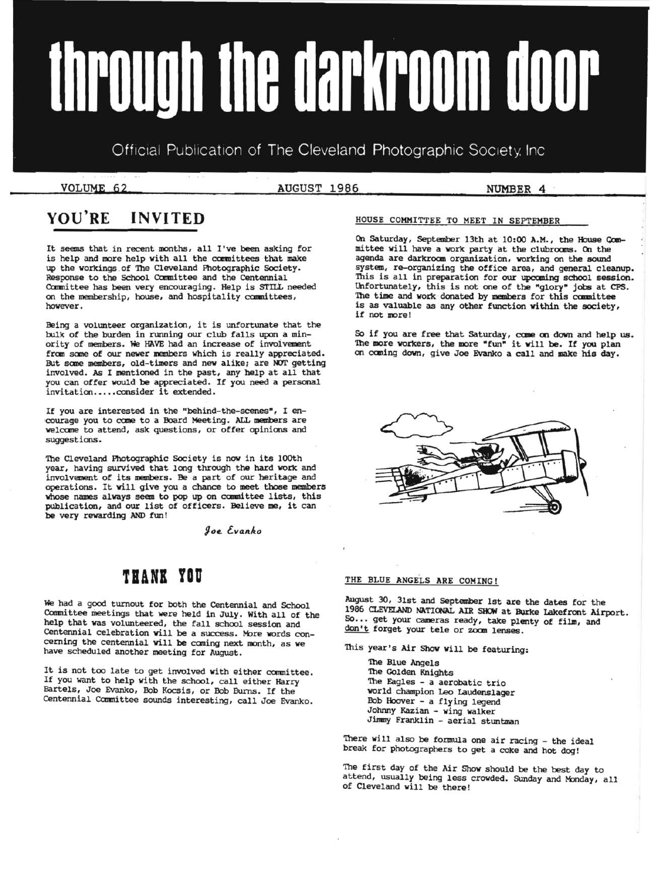# through the darkroom door

Official Publication of The Cleveland Photographic Society, Inc

VOLUME 62 — AUGUST 1986 — NUMBER 4

## YOU'RE INVITED

It seems that in recent months, all I've been asking for is help and more help with all the committees that make up the workings of The Cleveland Photographic Society. Response to the School Committee and the Centennial Committee has been very encouraging. Help is STILL needed on the membership, house, and hospitality committees, however.

Being a volunteer organization, it is unfortunate that the bulk of the burden in running our club falls upon a minority of members. We HAVE had an increase of involvement from some of our newer members which is really appreciated. But some members, old-timers and new alike; are NOT getting involved. As I mentioned in the past, any help at all that you can offer would be appreciated. If you need a personal invitation.....consider it extended.

If you are interested in the "behind-the-scenes", I encourage you to come to a Board Meeting. ALL members are welcome to attend, ask questions, or offer opinions and suggestions.

The Cleveland Photographic Society is now in its 100th year, having survived that long through the hard work and involvement of its members. Be a part of our heritage and operations. It will give you a chance to meet those members whose names always seem to pop up on committee lists, this publication, and our list of officers. Believe me, it can be very rewarding AND fun!

*Joe Evanko*

## THANK YOU

We had a good turnout for both the Centennial and School Committee meetings that were held in July. With all of the help that was volunteered, the fall school session and Centennial celebration will be a success. More words concerning the centennial will be coming next month, as we have scheduled another meeting for August.

It is not too late to get involved with either committee. If you want to help with the school, call either Harry Bartels, Joe Evanko, Bob Kocsis, or Bob Burns. If the Centennial Committee sounds interesting, call Joe Evanko.

### HOUSE COMMITTEE TO MEET IN SEPTEMBER

On Saturday, September 13th at 10:00 A.M., the House Committee will have a work party at the clubrooms. On the agenda are darkroom organization, working on the sound system, re-organizing the office area, and general cleanup. This is all in preparation for our upcoming school session. Unfortunately, this is not one of the "glory" jobs at CPS. The time and work donated by members for this committee is as valuable as any other function within the society, if not more!

So if you are free that Saturday, come on down and help us. The more workers, the more "fun" it will be. If you plan on coming down, give Joe Evanko a call and make his day.

### THE BLUE ANGELS ARE COMING!

August 30, 31st and September 1st are the dates for the 1986 CLEVELAND NATIONAL AIR SHOW at Burke Lakefront Airport. So... get your cameras ready, take plenty of film, and don't forget your tele or zoom lenses.

This year's Air Show will be featuring:

- The Blue Angels
- The Golden Knights
- The Eagles - a aerobatic trio
- world champion Leo Laudenslager
- Bob Hoover - a flying legend
- Johnny Kazian - wing walker
- Jimmy Franklin - aerial stuntman

There will also be formula one air racing - the ideal break for photographers to get a coke and hot dog!

The first day of the Air Show should be the best day to attend, usually being less crowded. Sunday and Monday, all of Cleveland will be there!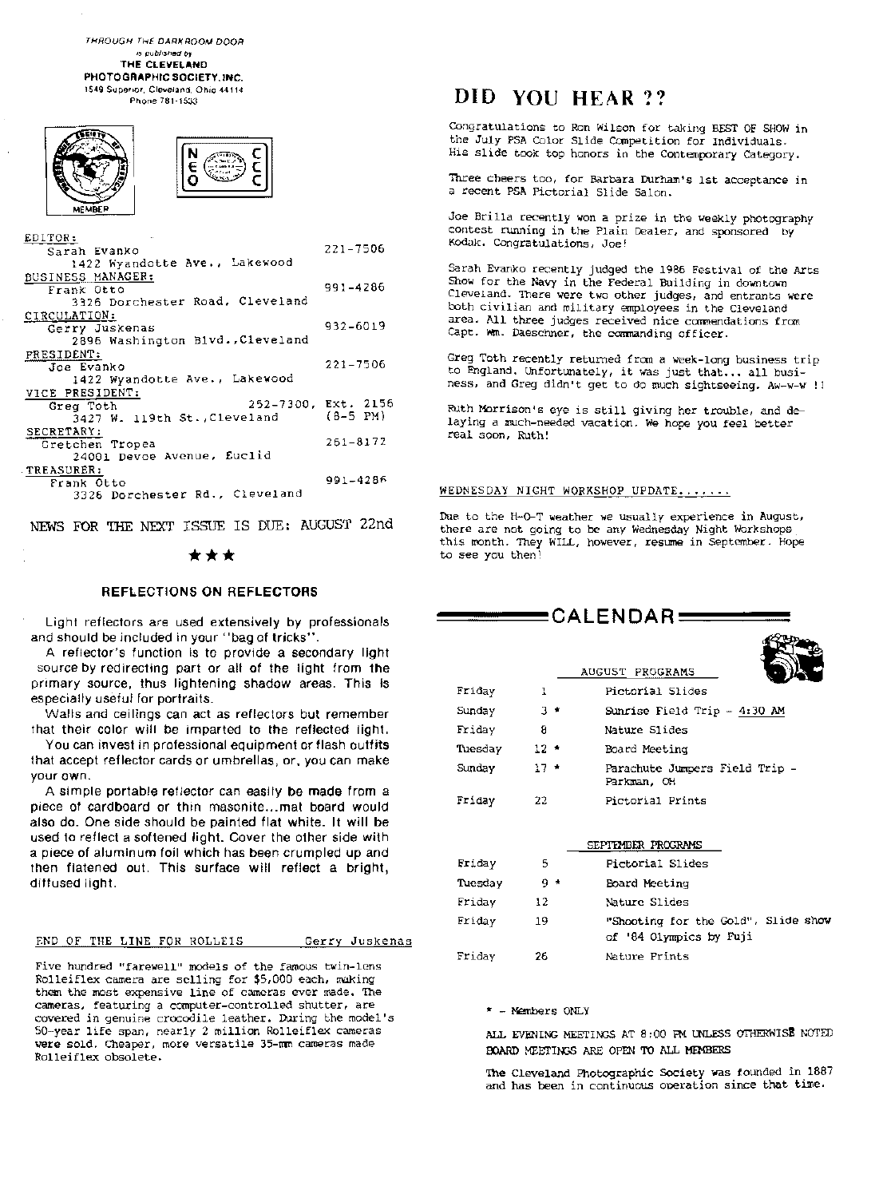*THROUGH THE DARKROOM DOOR*
*is published by*
**THE CLEVELAND PHOTOGRAPHIC SOCIETY, INC.**
1549 Superior, Cleveland, Ohio 44114
Phone 781-1533

EDITOR:
Sarah Evanko — 221-7506
1422 Wyandotte Ave., Lakewood

BUSINESS MANAGER:
Frank Otto — 991-4286
3326 Dorchester Road, Cleveland

CIRCULATION:
Gerry Juskenas — 932-6019
2896 Washington Blvd., Cleveland

PRESIDENT:
Joe Evanko — 221-7506
1422 Wyandotte Ave., Lakewood

VICE PRESIDENT:
Greg Toth — 252-7300, Ext. 2156 (8-5 PM)
3427 W. 119th St., Cleveland

SECRETARY:
Gretchen Tropea — 261-8172
24001 Devoe Avenue, Euclid

TREASURER:
Frank Otto — 991-4286
3326 Dorchester Rd., Cleveland

NEWS FOR THE NEXT ISSUE IS DUE: AUGUST 22nd

★★★

### REFLECTIONS ON REFLECTORS

Light reflectors are used extensively by professionals and should be included in your "bag of tricks".

A reflector's function is to provide a secondary light source by redirecting part or all of the light from the primary source, thus lightening shadow areas. This is especially useful for portraits.

Walls and ceilings can act as reflectors but remember that their color will be imparted to the reflected light.

You can invest in professional equipment or flash outfits that accept reflector cards or umbrellas, or, you can make your own.

A simple portable reflector can easily be made from a piece of cardboard or thin masonite...mat board would also do. One side should be painted flat white. It will be used to reflect a softened light. Cover the other side with a piece of aluminum foil which has been crumpled up and then flatened out. This surface will reflect a bright, diffused light.

### END OF THE LINE FOR ROLLEIS — Gerry Juskenas

Five hundred "farewell" models of the famous twin-lens Rolleiflex camera are selling for $5,000 each, making them the most expensive line of cameras ever made. The cameras, featuring a computer-controlled shutter, are covered in genuine crocodile leather. During the model's 50-year life span, nearly 2 million Rolleiflex cameras were sold. Cheaper, more versatile 35-mm cameras made Rolleiflex obsolete.

## DID YOU HEAR ??

Congratulations to Ron Wilson for taking BEST OF SHOW in the July PSA Color Slide Competition for Individuals. His slide took top honors in the Contemporary Category.

Three cheers too, for Barbara Durham's 1st acceptance in a recent PSA Pictorial Slide Salon.

Joe Brilla recently won a prize in the weekly photography contest running in the Plain Dealer, and sponsored by Kodak. Congratulations, Joe!

Sarah Evanko recently judged the 1986 Festival of the Arts Show for the Navy in the Federal Building in downtown Cleveland. There were two other judges, and entrants were both civilian and military employees in the Cleveland area. All three judges received nice commendations from Capt. Wm. Daeschner, the commanding officer.

Greg Toth recently returned from a week-long business trip to England. Unfortunately, it was just that... all business, and Greg didn't get to do much sightseeing. Aw-w-w !!

Ruth Morrison's eye is still giving her trouble, and delaying a much-needed vacation. We hope you feel better real soon, Ruth!

### WEDNESDAY NIGHT WORKSHOP UPDATE.......

Due to the H-O-T weather we usually experience in August, there are not going to be any Wednesday Night Workshops this month. They WILL, however, resume in September. Hope to see you then!

## CALENDAR

**AUGUST PROGRAMS**

| Day | Date | Program |
|---|---|---|
| Friday | 1 | Pictorial Slides |
| Sunday | 3 * | Sunrise Field Trip - 4:30 AM |
| Friday | 8 | Nature Slides |
| Tuesday | 12 * | Board Meeting |
| Sunday | 17 * | Parachute Jumpers Field Trip - Parkman, OH |
| Friday | 22 | Pictorial Prints |

**SEPTEMBER PROGRAMS**

| Day | Date | Program |
|---|---|---|
| Friday | 5 | Pictorial Slides |
| Tuesday | 9 * | Board Meeting |
| Friday | 12 | Nature Slides |
| Friday | 19 | "Shooting for the Gold", Slide show of '84 Olympics by Fuji |
| Friday | 26 | Nature Prints |

\* - Members ONLY

ALL EVENING MEETINGS AT 8:00 PM UNLESS OTHERWISE NOTED
BOARD MEETINGS ARE OPEN TO ALL MEMBERS

The Cleveland Photographic Society was founded in 1887 and has been in continuous operation since that time.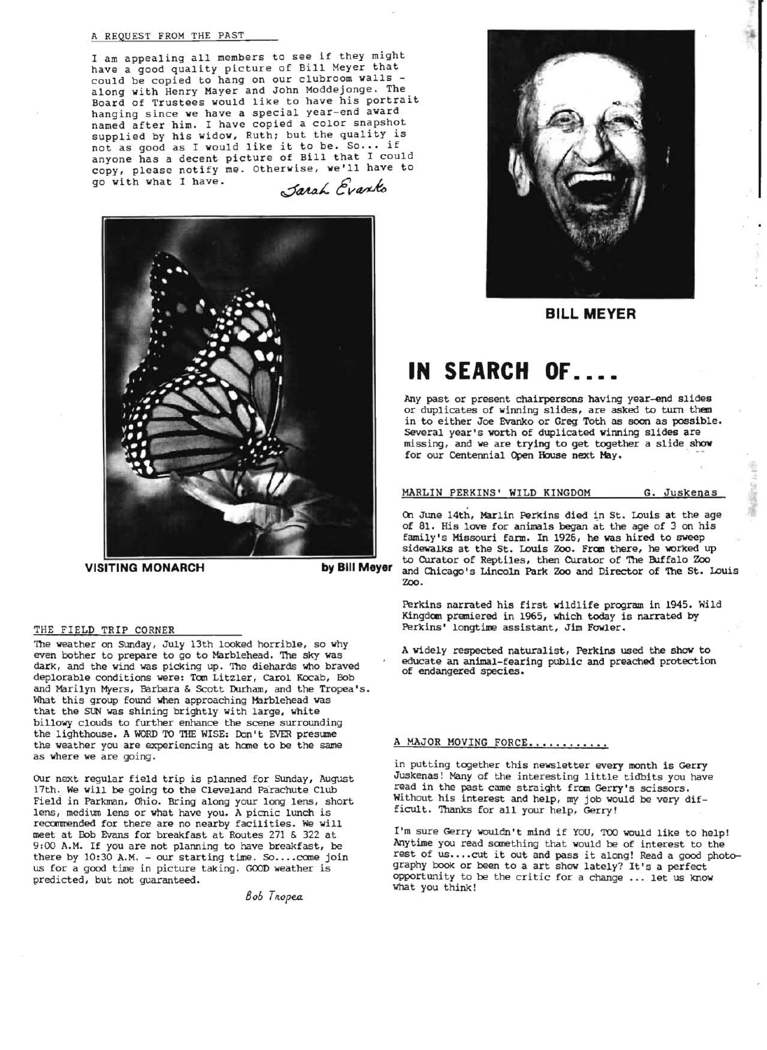## A REQUEST FROM THE PAST

I am appealing all members to see if they might have a good quality picture of Bill Meyer that could be copied to hang on our clubroom walls - along with Henry Mayer and John Moddejonge. The Board of Trustees would like to have his portrait hanging since we have a special year-end award named after him. I have copied a color snapshot supplied by his widow, Ruth; but the quality is not as good as I would like it to be. So... if anyone has a decent picture of Bill that I could copy, please notify me. Otherwise, we'll have to go with what I have.

*Sarah Evanko*

**VISITING MONARCH** **by Bill Meyer**

**BILL MEYER**

## THE FIELD TRIP CORNER

The weather on Sunday, July 13th looked horrible, so why even bother to prepare to go to Marblehead. The sky was dark, and the wind was picking up. The diehards who braved deplorable conditions were: Tom Litzler, Carol Kocab, Bob and Marilyn Myers, Barbara & Scott Durham, and the Tropea's. What this group found when approaching Marblehead was that the SUN was shining brightly with large, white billowy clouds to further enhance the scene surrounding the lighthouse. A WORD TO THE WISE: Don't EVER presume the weather you are experiencing at home to be the same as where we are going.

Our next regular field trip is planned for Sunday, August 17th. We will be going to the Cleveland Parachute Club Field in Parkman, Ohio. Bring along your long lens, short lens, medium lens or what have you. A picnic lunch is recommended for there are no nearby facilities. We will meet at Bob Evans for breakfast at Routes 271 & 322 at 9:00 A.M. If you are not planning to have breakfast, be there by 10:30 A.M. - our starting time. So....come join us for a good time in picture taking. GOOD weather is predicted, but not guaranteed.

*Bob Tropea*

# IN SEARCH OF....

Any past or present chairpersons having year-end slides or duplicates of winning slides, are asked to turn them in to either Joe Evanko or Greg Toth as soon as possible. Several year's worth of duplicated winning slides are missing, and we are trying to get together a slide show for our Centennial Open House next May.

## MARLIN PERKINS' WILD KINGDOM — G. Juskenas

On June 14th, Marlin Perkins died in St. Louis at the age of 81. His love for animals began at the age of 3 on his family's Missouri farm. In 1926, he was hired to sweep sidewalks at the St. Louis Zoo. From there, he worked up to Curator of Reptiles, then Curator of The Buffalo Zoo and Chicago's Lincoln Park Zoo and Director of The St. Louis Zoo.

Perkins narrated his first wildlife program in 1945. Wild Kingdom premiered in 1965, which today is narrated by Perkins' longtime assistant, Jim Fowler.

A widely respected naturalist, Perkins used the show to educate an animal-fearing public and preached protection of endangered species.

## A MAJOR MOVING FORCE...........

in putting together this newsletter every month is Gerry Juskenas! Many of the interesting little tidbits you have read in the past came straight from Gerry's scissors. Without his interest and help, my job would be very difficult. Thanks for all your help, Gerry!

I'm sure Gerry wouldn't mind if YOU, TOO would like to help! Anytime you read something that would be of interest to the rest of us....cut it out and pass it along! Read a good photography book or been to a art show lately? It's a perfect opportunity to be the critic for a change ... let us know what you think!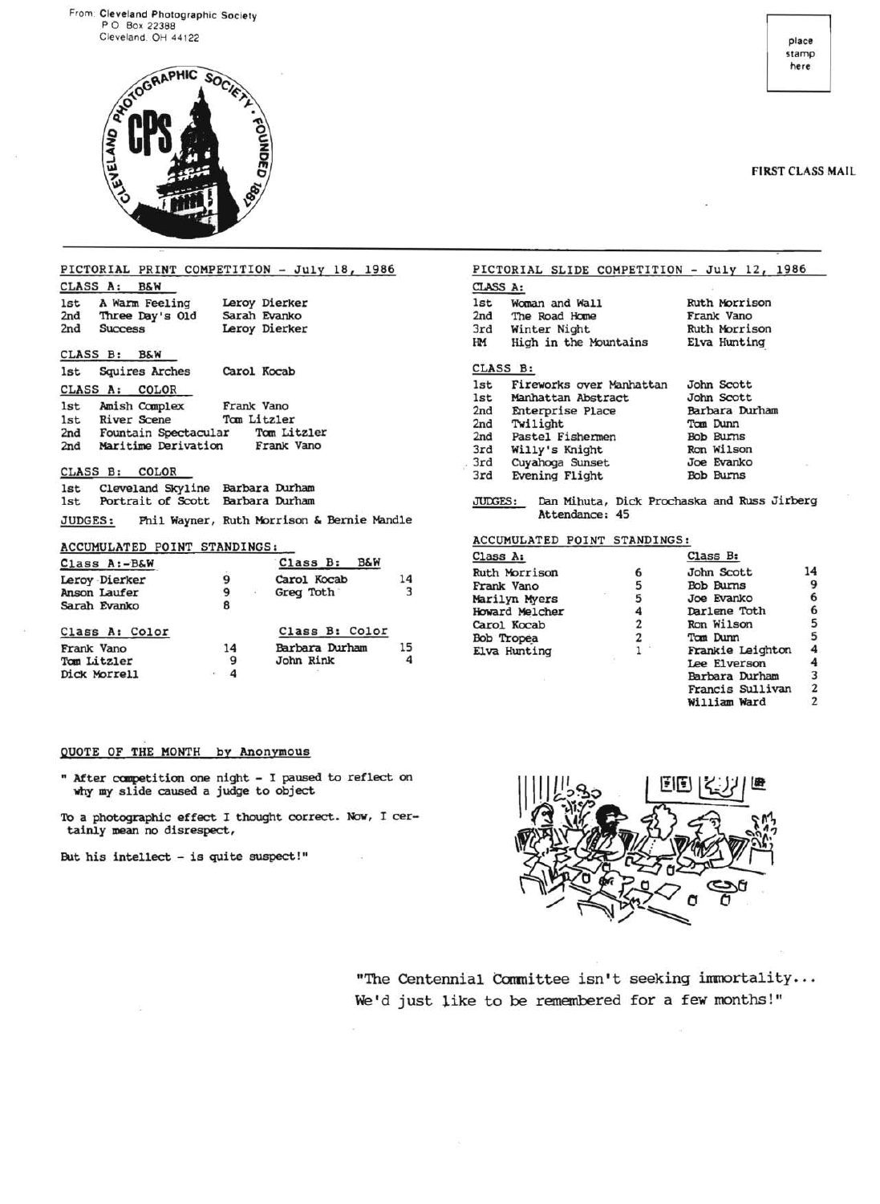From: Cleveland Photographic Society
P O Box 22388
Cleveland, OH 44122

place stamp here

FIRST CLASS MAIL

## PICTORIAL PRINT COMPETITION - July 18, 1986

**CLASS A: B&W**

| | | |
|---|---|---|
| 1st | A Warm Feeling | Leroy Dierker |
| 2nd | Three Day's Old | Sarah Evanko |
| 2nd | Success | Leroy Dierker |

**CLASS B: B&W**

| | | |
|---|---|---|
| 1st | Squires Arches | Carol Kocab |

**CLASS A: COLOR**

| | | |
|---|---|---|
| 1st | Amish Complex | Frank Vano |
| 1st | River Scene | Tom Litzler |
| 2nd | Fountain Spectacular | Tom Litzler |
| 2nd | Maritime Derivation | Frank Vano |

**CLASS B: COLOR**

| | | |
|---|---|---|
| 1st | Cleveland Skyline | Barbara Durham |
| 1st | Portrait of Scott | Barbara Durham |

JUDGES: Phil Wayner, Ruth Morrison & Bernie Mandle

**ACCUMULATED POINT STANDINGS:**

| Class A:-B&W | | Class B: B&W | |
|---|---|---|---|
| Leroy Dierker | 9 | Carol Kocab | 14 |
| Anson Laufer | 9 | Greg Toth | 3 |
| Sarah Evanko | 8 | | |

| Class A: Color | | Class B: Color | |
|---|---|---|---|
| Frank Vano | 14 | Barbara Durham | 15 |
| Tom Litzler | 9 | John Rink | 4 |
| Dick Morrell | 4 | | |

## PICTORIAL SLIDE COMPETITION - July 12, 1986

**CLASS A:**

| | | |
|---|---|---|
| 1st | Woman and Wall | Ruth Morrison |
| 2nd | The Road Home | Frank Vano |
| 3rd | Winter Night | Ruth Morrison |
| HM | High in the Mountains | Elva Hunting |

**CLASS B:**

| | | |
|---|---|---|
| 1st | Fireworks over Manhattan | John Scott |
| 1st | Manhattan Abstract | John Scott |
| 2nd | Enterprise Place | Barbara Durham |
| 2nd | Twilight | Tom Dunn |
| 2nd | Pastel Fishermen | Bob Burns |
| 3rd | Willy's Knight | Ron Wilson |
| 3rd | Cuyahoga Sunset | Joe Evanko |
| 3rd | Evening Flight | Bob Burns |

JUDGES: Dan Mihuta, Dick Prochaska and Russ Jirberg
Attendance: 45

**ACCUMULATED POINT STANDINGS:**

| Class A: | | Class B: | |
|---|---|---|---|
| Ruth Morrison | 6 | John Scott | 14 |
| Frank Vano | 5 | Bob Burns | 9 |
| Marilyn Myers | 5 | Joe Evanko | 6 |
| Howard Melcher | 4 | Darlene Toth | 6 |
| Carol Kocab | 2 | Ron Wilson | 5 |
| Bob Tropea | 2 | Tom Dunn | 5 |
| Elva Hunting | 1 | Frankie Leighton | 4 |
| | | Lee Elverson | 4 |
| | | Barbara Durham | 3 |
| | | Francis Sullivan | 2 |
| | | William Ward | 2 |

## QUOTE OF THE MONTH by Anonymous

" After competition one night - I paused to reflect on why my slide caused a judge to object

To a photographic effect I thought correct. Now, I certainly mean no disrespect,

But his intellect - is quite suspect!"

"The Centennial Committee isn't seeking immortality... We'd just like to be remembered for a few months!"